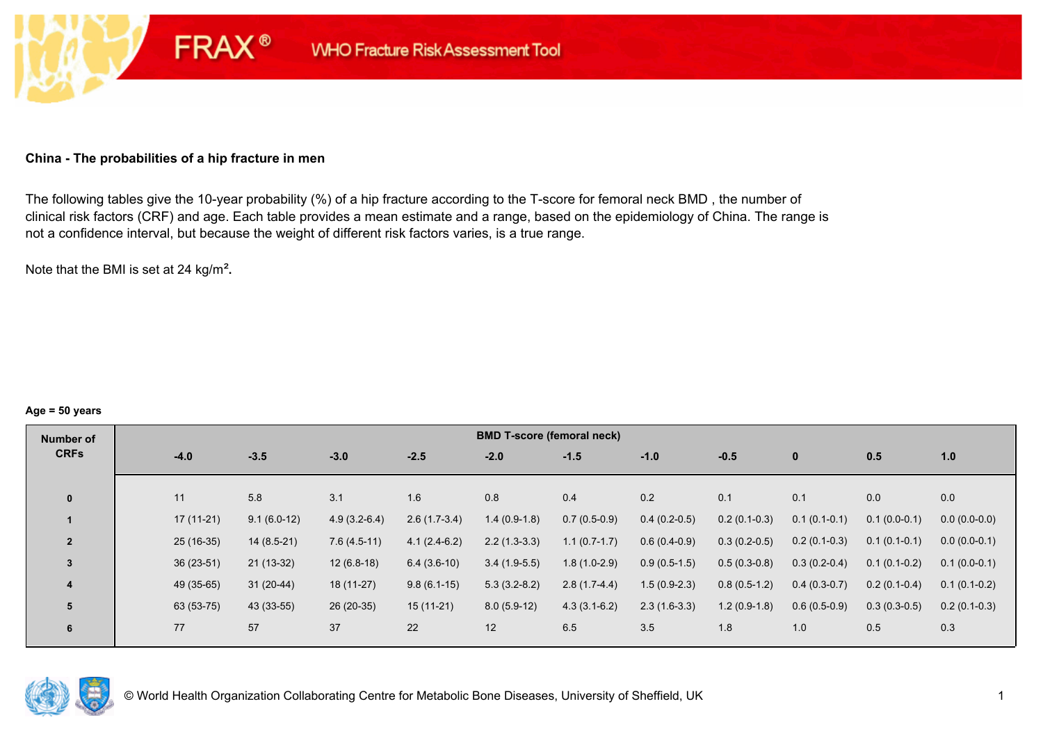### China - The probabilities of a hip fracture in men

The following tables give the 10-year probability (%) of a hip fracture according to the T-score for femoral neck BMD , the number of clinical risk factors (CRF) and age. Each table provides a mean estimate and a range, based on the epidemiology of China. The range is not a confidence interval, but because the weight of different risk factors varies, is a true range.

Note that the BMI is set at 24 kg/m².

**Age = 50 years**

| Number of CRFs | BMD T-score (femoral neck) | | | | | | | | | | |
|---|---|---|---|---|---|---|---|---|---|---|---|
| | -4.0 | -3.5 | -3.0 | -2.5 | -2.0 | -1.5 | -1.0 | -0.5 | 0 | 0.5 | 1.0 |
| 0 | 11 | 5.8 | 3.1 | 1.6 | 0.8 | 0.4 | 0.2 | 0.1 | 0.1 | 0.0 | 0.0 |
| 1 | 17 (11-21) | 9.1 (6.0-12) | 4.9 (3.2-6.4) | 2.6 (1.7-3.4) | 1.4 (0.9-1.8) | 0.7 (0.5-0.9) | 0.4 (0.2-0.5) | 0.2 (0.1-0.3) | 0.1 (0.1-0.1) | 0.1 (0.0-0.1) | 0.0 (0.0-0.0) |
| 2 | 25 (16-35) | 14 (8.5-21) | 7.6 (4.5-11) | 4.1 (2.4-6.2) | 2.2 (1.3-3.3) | 1.1 (0.7-1.7) | 0.6 (0.4-0.9) | 0.3 (0.2-0.5) | 0.2 (0.1-0.3) | 0.1 (0.1-0.1) | 0.0 (0.0-0.1) |
| 3 | 36 (23-51) | 21 (13-32) | 12 (6.8-18) | 6.4 (3.6-10) | 3.4 (1.9-5.5) | 1.8 (1.0-2.9) | 0.9 (0.5-1.5) | 0.5 (0.3-0.8) | 0.3 (0.2-0.4) | 0.1 (0.1-0.2) | 0.1 (0.0-0.1) |
| 4 | 49 (35-65) | 31 (20-44) | 18 (11-27) | 9.8 (6.1-15) | 5.3 (3.2-8.2) | 2.8 (1.7-4.4) | 1.5 (0.9-2.3) | 0.8 (0.5-1.2) | 0.4 (0.3-0.7) | 0.2 (0.1-0.4) | 0.1 (0.1-0.2) |
| 5 | 63 (53-75) | 43 (33-55) | 26 (20-35) | 15 (11-21) | 8.0 (5.9-12) | 4.3 (3.1-6.2) | 2.3 (1.6-3.3) | 1.2 (0.9-1.8) | 0.6 (0.5-0.9) | 0.3 (0.3-0.5) | 0.2 (0.1-0.3) |
| 6 | 77 | 57 | 37 | 22 | 12 | 6.5 | 3.5 | 1.8 | 1.0 | 0.5 | 0.3 |

© World Health Organization Collaborating Centre for Metabolic Bone Diseases, University of Sheffield, UK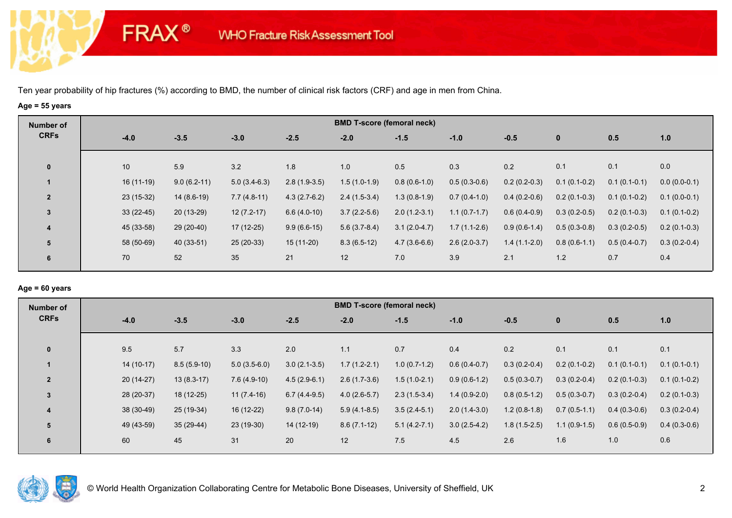Ten year probability of hip fractures (%) according to BMD, the number of clinical risk factors (CRF) and age in men from China.

**Age = 55 years**

| Number of CRFs | BMD T-score (femoral neck) | | | | | | | | | | |
|---|---|---|---|---|---|---|---|---|---|---|---|
| | -4.0 | -3.5 | -3.0 | -2.5 | -2.0 | -1.5 | -1.0 | -0.5 | 0 | 0.5 | 1.0 |
| 0 | 10 | 5.9 | 3.2 | 1.8 | 1.0 | 0.5 | 0.3 | 0.2 | 0.1 | 0.1 | 0.0 |
| 1 | 16 (11-19) | 9.0 (6.2-11) | 5.0 (3.4-6.3) | 2.8 (1.9-3.5) | 1.5 (1.0-1.9) | 0.8 (0.6-1.0) | 0.5 (0.3-0.6) | 0.2 (0.2-0.3) | 0.1 (0.1-0.2) | 0.1 (0.1-0.1) | 0.0 (0.0-0.1) |
| 2 | 23 (15-32) | 14 (8.6-19) | 7.7 (4.8-11) | 4.3 (2.7-6.2) | 2.4 (1.5-3.4) | 1.3 (0.8-1.9) | 0.7 (0.4-1.0) | 0.4 (0.2-0.6) | 0.2 (0.1-0.3) | 0.1 (0.1-0.2) | 0.1 (0.0-0.1) |
| 3 | 33 (22-45) | 20 (13-29) | 12 (7.2-17) | 6.6 (4.0-10) | 3.7 (2.2-5.6) | 2.0 (1.2-3.1) | 1.1 (0.7-1.7) | 0.6 (0.4-0.9) | 0.3 (0.2-0.5) | 0.2 (0.1-0.3) | 0.1 (0.1-0.2) |
| 4 | 45 (33-58) | 29 (20-40) | 17 (12-25) | 9.9 (6.6-15) | 5.6 (3.7-8.4) | 3.1 (2.0-4.7) | 1.7 (1.1-2.6) | 0.9 (0.6-1.4) | 0.5 (0.3-0.8) | 0.3 (0.2-0.5) | 0.2 (0.1-0.3) |
| 5 | 58 (50-69) | 40 (33-51) | 25 (20-33) | 15 (11-20) | 8.3 (6.5-12) | 4.7 (3.6-6.6) | 2.6 (2.0-3.7) | 1.4 (1.1-2.0) | 0.8 (0.6-1.1) | 0.5 (0.4-0.7) | 0.3 (0.2-0.4) |
| 6 | 70 | 52 | 35 | 21 | 12 | 7.0 | 3.9 | 2.1 | 1.2 | 0.7 | 0.4 |

**Age = 60 years**

| Number of CRFs | BMD T-score (femoral neck) | | | | | | | | | | |
|---|---|---|---|---|---|---|---|---|---|---|---|
| | -4.0 | -3.5 | -3.0 | -2.5 | -2.0 | -1.5 | -1.0 | -0.5 | 0 | 0.5 | 1.0 |
| 0 | 9.5 | 5.7 | 3.3 | 2.0 | 1.1 | 0.7 | 0.4 | 0.2 | 0.1 | 0.1 | 0.1 |
| 1 | 14 (10-17) | 8.5 (5.9-10) | 5.0 (3.5-6.0) | 3.0 (2.1-3.5) | 1.7 (1.2-2.1) | 1.0 (0.7-1.2) | 0.6 (0.4-0.7) | 0.3 (0.2-0.4) | 0.2 (0.1-0.2) | 0.1 (0.1-0.1) | 0.1 (0.1-0.1) |
| 2 | 20 (14-27) | 13 (8.3-17) | 7.6 (4.9-10) | 4.5 (2.9-6.1) | 2.6 (1.7-3.6) | 1.5 (1.0-2.1) | 0.9 (0.6-1.2) | 0.5 (0.3-0.7) | 0.3 (0.2-0.4) | 0.2 (0.1-0.3) | 0.1 (0.1-0.2) |
| 3 | 28 (20-37) | 18 (12-25) | 11 (7.4-16) | 6.7 (4.4-9.5) | 4.0 (2.6-5.7) | 2.3 (1.5-3.4) | 1.4 (0.9-2.0) | 0.8 (0.5-1.2) | 0.5 (0.3-0.7) | 0.3 (0.2-0.4) | 0.2 (0.1-0.3) |
| 4 | 38 (30-49) | 25 (19-34) | 16 (12-22) | 9.8 (7.0-14) | 5.9 (4.1-8.5) | 3.5 (2.4-5.1) | 2.0 (1.4-3.0) | 1.2 (0.8-1.8) | 0.7 (0.5-1.1) | 0.4 (0.3-0.6) | 0.3 (0.2-0.4) |
| 5 | 49 (43-59) | 35 (29-44) | 23 (19-30) | 14 (12-19) | 8.6 (7.1-12) | 5.1 (4.2-7.1) | 3.0 (2.5-4.2) | 1.8 (1.5-2.5) | 1.1 (0.9-1.5) | 0.6 (0.5-0.9) | 0.4 (0.3-0.6) |
| 6 | 60 | 45 | 31 | 20 | 12 | 7.5 | 4.5 | 2.6 | 1.6 | 1.0 | 0.6 |

© World Health Organization Collaborating Centre for Metabolic Bone Diseases, University of Sheffield, UK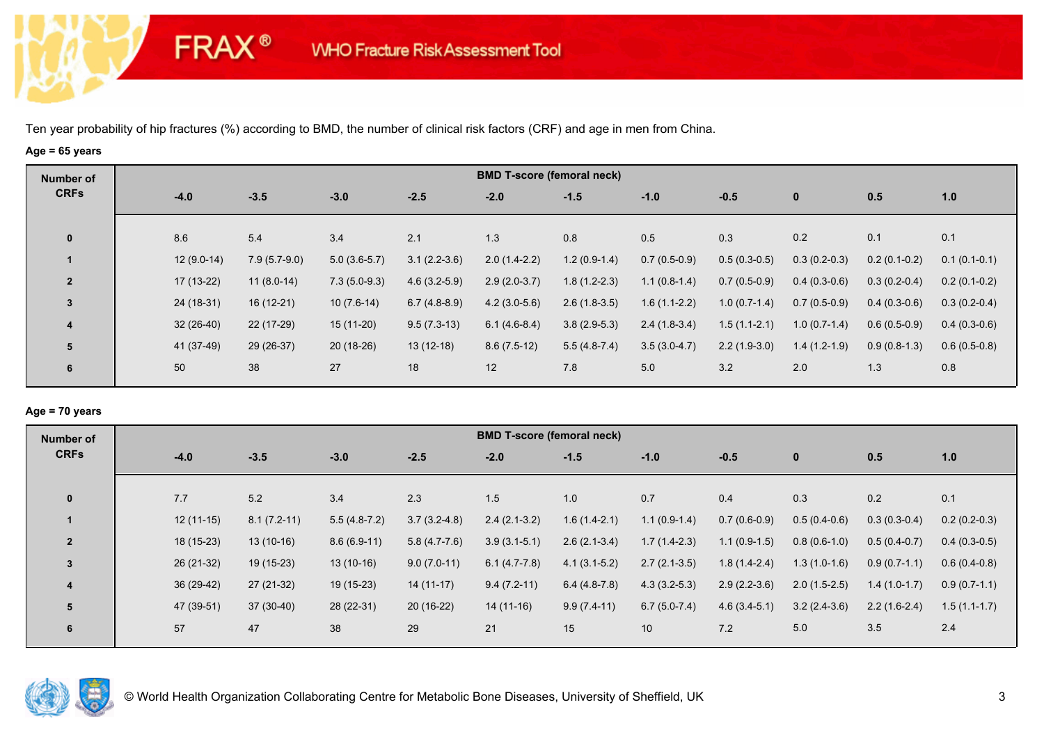FRAX® WHO Fracture Risk Assessment Tool

Ten year probability of hip fractures (%) according to BMD, the number of clinical risk factors (CRF) and age in men from China.

**Age = 65 years**

| Number of CRFs | BMD T-score (femoral neck) | | | | | | | | | | |
|---|---|---|---|---|---|---|---|---|---|---|---|
| | -4.0 | -3.5 | -3.0 | -2.5 | -2.0 | -1.5 | -1.0 | -0.5 | 0 | 0.5 | 1.0 |
| 0 | 8.6 | 5.4 | 3.4 | 2.1 | 1.3 | 0.8 | 0.5 | 0.3 | 0.2 | 0.1 | 0.1 |
| 1 | 12 (9.0-14) | 7.9 (5.7-9.0) | 5.0 (3.6-5.7) | 3.1 (2.2-3.6) | 2.0 (1.4-2.2) | 1.2 (0.9-1.4) | 0.7 (0.5-0.9) | 0.5 (0.3-0.5) | 0.3 (0.2-0.3) | 0.2 (0.1-0.2) | 0.1 (0.1-0.1) |
| 2 | 17 (13-22) | 11 (8.0-14) | 7.3 (5.0-9.3) | 4.6 (3.2-5.9) | 2.9 (2.0-3.7) | 1.8 (1.2-2.3) | 1.1 (0.8-1.4) | 0.7 (0.5-0.9) | 0.4 (0.3-0.6) | 0.3 (0.2-0.4) | 0.2 (0.1-0.2) |
| 3 | 24 (18-31) | 16 (12-21) | 10 (7.6-14) | 6.7 (4.8-8.9) | 4.2 (3.0-5.6) | 2.6 (1.8-3.5) | 1.6 (1.1-2.2) | 1.0 (0.7-1.4) | 0.7 (0.5-0.9) | 0.4 (0.3-0.6) | 0.3 (0.2-0.4) |
| 4 | 32 (26-40) | 22 (17-29) | 15 (11-20) | 9.5 (7.3-13) | 6.1 (4.6-8.4) | 3.8 (2.9-5.3) | 2.4 (1.8-3.4) | 1.5 (1.1-2.1) | 1.0 (0.7-1.4) | 0.6 (0.5-0.9) | 0.4 (0.3-0.6) |
| 5 | 41 (37-49) | 29 (26-37) | 20 (18-26) | 13 (12-18) | 8.6 (7.5-12) | 5.5 (4.8-7.4) | 3.5 (3.0-4.7) | 2.2 (1.9-3.0) | 1.4 (1.2-1.9) | 0.9 (0.8-1.3) | 0.6 (0.5-0.8) |
| 6 | 50 | 38 | 27 | 18 | 12 | 7.8 | 5.0 | 3.2 | 2.0 | 1.3 | 0.8 |

**Age = 70 years**

| Number of CRFs | BMD T-score (femoral neck) | | | | | | | | | | |
|---|---|---|---|---|---|---|---|---|---|---|---|
| | -4.0 | -3.5 | -3.0 | -2.5 | -2.0 | -1.5 | -1.0 | -0.5 | 0 | 0.5 | 1.0 |
| 0 | 7.7 | 5.2 | 3.4 | 2.3 | 1.5 | 1.0 | 0.7 | 0.4 | 0.3 | 0.2 | 0.1 |
| 1 | 12 (11-15) | 8.1 (7.2-11) | 5.5 (4.8-7.2) | 3.7 (3.2-4.8) | 2.4 (2.1-3.2) | 1.6 (1.4-2.1) | 1.1 (0.9-1.4) | 0.7 (0.6-0.9) | 0.5 (0.4-0.6) | 0.3 (0.3-0.4) | 0.2 (0.2-0.3) |
| 2 | 18 (15-23) | 13 (10-16) | 8.6 (6.9-11) | 5.8 (4.7-7.6) | 3.9 (3.1-5.1) | 2.6 (2.1-3.4) | 1.7 (1.4-2.3) | 1.1 (0.9-1.5) | 0.8 (0.6-1.0) | 0.5 (0.4-0.7) | 0.4 (0.3-0.5) |
| 3 | 26 (21-32) | 19 (15-23) | 13 (10-16) | 9.0 (7.0-11) | 6.1 (4.7-7.8) | 4.1 (3.1-5.2) | 2.7 (2.1-3.5) | 1.8 (1.4-2.4) | 1.3 (1.0-1.6) | 0.9 (0.7-1.1) | 0.6 (0.4-0.8) |
| 4 | 36 (29-42) | 27 (21-32) | 19 (15-23) | 14 (11-17) | 9.4 (7.2-11) | 6.4 (4.8-7.8) | 4.3 (3.2-5.3) | 2.9 (2.2-3.6) | 2.0 (1.5-2.5) | 1.4 (1.0-1.7) | 0.9 (0.7-1.1) |
| 5 | 47 (39-51) | 37 (30-40) | 28 (22-31) | 20 (16-22) | 14 (11-16) | 9.9 (7.4-11) | 6.7 (5.0-7.4) | 4.6 (3.4-5.1) | 3.2 (2.4-3.6) | 2.2 (1.6-2.4) | 1.5 (1.1-1.7) |
| 6 | 57 | 47 | 38 | 29 | 21 | 15 | 10 | 7.2 | 5.0 | 3.5 | 2.4 |

© World Health Organization Collaborating Centre for Metabolic Bone Diseases, University of Sheffield, UK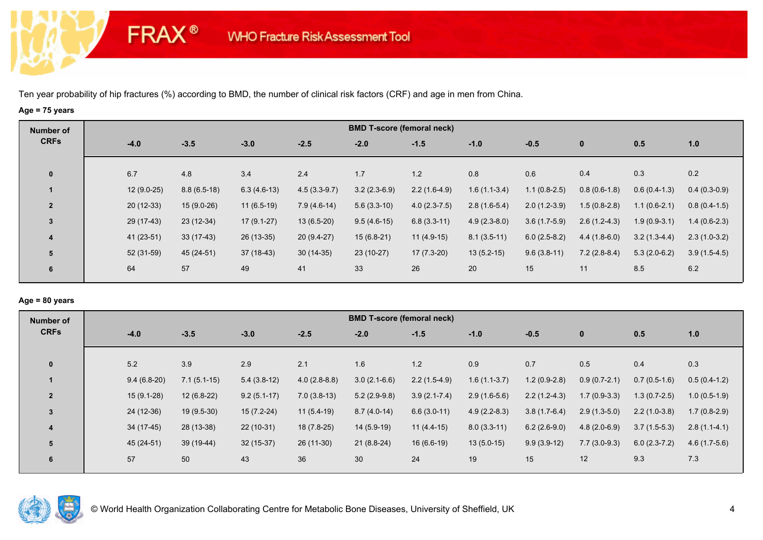FRAX® WHO Fracture Risk Assessment Tool

Ten year probability of hip fractures (%) according to BMD, the number of clinical risk factors (CRF) and age in men from China.

**Age = 75 years**

| Number of CRFs | BMD T-score (femoral neck) | | | | | | | | | | |
|---|---|---|---|---|---|---|---|---|---|---|---|
| | -4.0 | -3.5 | -3.0 | -2.5 | -2.0 | -1.5 | -1.0 | -0.5 | 0 | 0.5 | 1.0 |
| 0 | 6.7 | 4.8 | 3.4 | 2.4 | 1.7 | 1.2 | 0.8 | 0.6 | 0.4 | 0.3 | 0.2 |
| 1 | 12 (9.0-25) | 8.8 (6.5-18) | 6.3 (4.6-13) | 4.5 (3.3-9.7) | 3.2 (2.3-6.9) | 2.2 (1.6-4.9) | 1.6 (1.1-3.4) | 1.1 (0.8-2.5) | 0.8 (0.6-1.8) | 0.6 (0.4-1.3) | 0.4 (0.3-0.9) |
| 2 | 20 (12-33) | 15 (9.0-26) | 11 (6.5-19) | 7.9 (4.6-14) | 5.6 (3.3-10) | 4.0 (2.3-7.5) | 2.8 (1.6-5.4) | 2.0 (1.2-3.9) | 1.5 (0.8-2.8) | 1.1 (0.6-2.1) | 0.8 (0.4-1.5) |
| 3 | 29 (17-43) | 23 (12-34) | 17 (9.1-27) | 13 (6.5-20) | 9.5 (4.6-15) | 6.8 (3.3-11) | 4.9 (2.3-8.0) | 3.6 (1.7-5.9) | 2.6 (1.2-4.3) | 1.9 (0.9-3.1) | 1.4 (0.6-2.3) |
| 4 | 41 (23-51) | 33 (17-43) | 26 (13-35) | 20 (9.4-27) | 15 (6.8-21) | 11 (4.9-15) | 8.1 (3.5-11) | 6.0 (2.5-8.2) | 4.4 (1.8-6.0) | 3.2 (1.3-4.4) | 2.3 (1.0-3.2) |
| 5 | 52 (31-59) | 45 (24-51) | 37 (18-43) | 30 (14-35) | 23 (10-27) | 17 (7.3-20) | 13 (5.2-15) | 9.6 (3.8-11) | 7.2 (2.8-8.4) | 5.3 (2.0-6.2) | 3.9 (1.5-4.5) |
| 6 | 64 | 57 | 49 | 41 | 33 | 26 | 20 | 15 | 11 | 8.5 | 6.2 |

**Age = 80 years**

| Number of CRFs | BMD T-score (femoral neck) | | | | | | | | | | |
|---|---|---|---|---|---|---|---|---|---|---|---|
| | -4.0 | -3.5 | -3.0 | -2.5 | -2.0 | -1.5 | -1.0 | -0.5 | 0 | 0.5 | 1.0 |
| 0 | 5.2 | 3.9 | 2.9 | 2.1 | 1.6 | 1.2 | 0.9 | 0.7 | 0.5 | 0.4 | 0.3 |
| 1 | 9.4 (6.8-20) | 7.1 (5.1-15) | 5.4 (3.8-12) | 4.0 (2.8-8.8) | 3.0 (2.1-6.6) | 2.2 (1.5-4.9) | 1.6 (1.1-3.7) | 1.2 (0.9-2.8) | 0.9 (0.7-2.1) | 0.7 (0.5-1.6) | 0.5 (0.4-1.2) |
| 2 | 15 (9.1-28) | 12 (6.8-22) | 9.2 (5.1-17) | 7.0 (3.8-13) | 5.2 (2.9-9.8) | 3.9 (2.1-7.4) | 2.9 (1.6-5.6) | 2.2 (1.2-4.3) | 1.7 (0.9-3.3) | 1.3 (0.7-2.5) | 1.0 (0.5-1.9) |
| 3 | 24 (12-36) | 19 (9.5-30) | 15 (7.2-24) | 11 (5.4-19) | 8.7 (4.0-14) | 6.6 (3.0-11) | 4.9 (2.2-8.3) | 3.8 (1.7-6.4) | 2.9 (1.3-5.0) | 2.2 (1.0-3.8) | 1.7 (0.8-2.9) |
| 4 | 34 (17-45) | 28 (13-38) | 22 (10-31) | 18 (7.8-25) | 14 (5.9-19) | 11 (4.4-15) | 8.0 (3.3-11) | 6.2 (2.6-9.0) | 4.8 (2.0-6.9) | 3.7 (1.5-5.3) | 2.8 (1.1-4.1) |
| 5 | 45 (24-51) | 39 (19-44) | 32 (15-37) | 26 (11-30) | 21 (8.8-24) | 16 (6.6-19) | 13 (5.0-15) | 9.9 (3.9-12) | 7.7 (3.0-9.3) | 6.0 (2.3-7.2) | 4.6 (1.7-5.6) |
| 6 | 57 | 50 | 43 | 36 | 30 | 24 | 19 | 15 | 12 | 9.3 | 7.3 |

© World Health Organization Collaborating Centre for Metabolic Bone Diseases, University of Sheffield, UK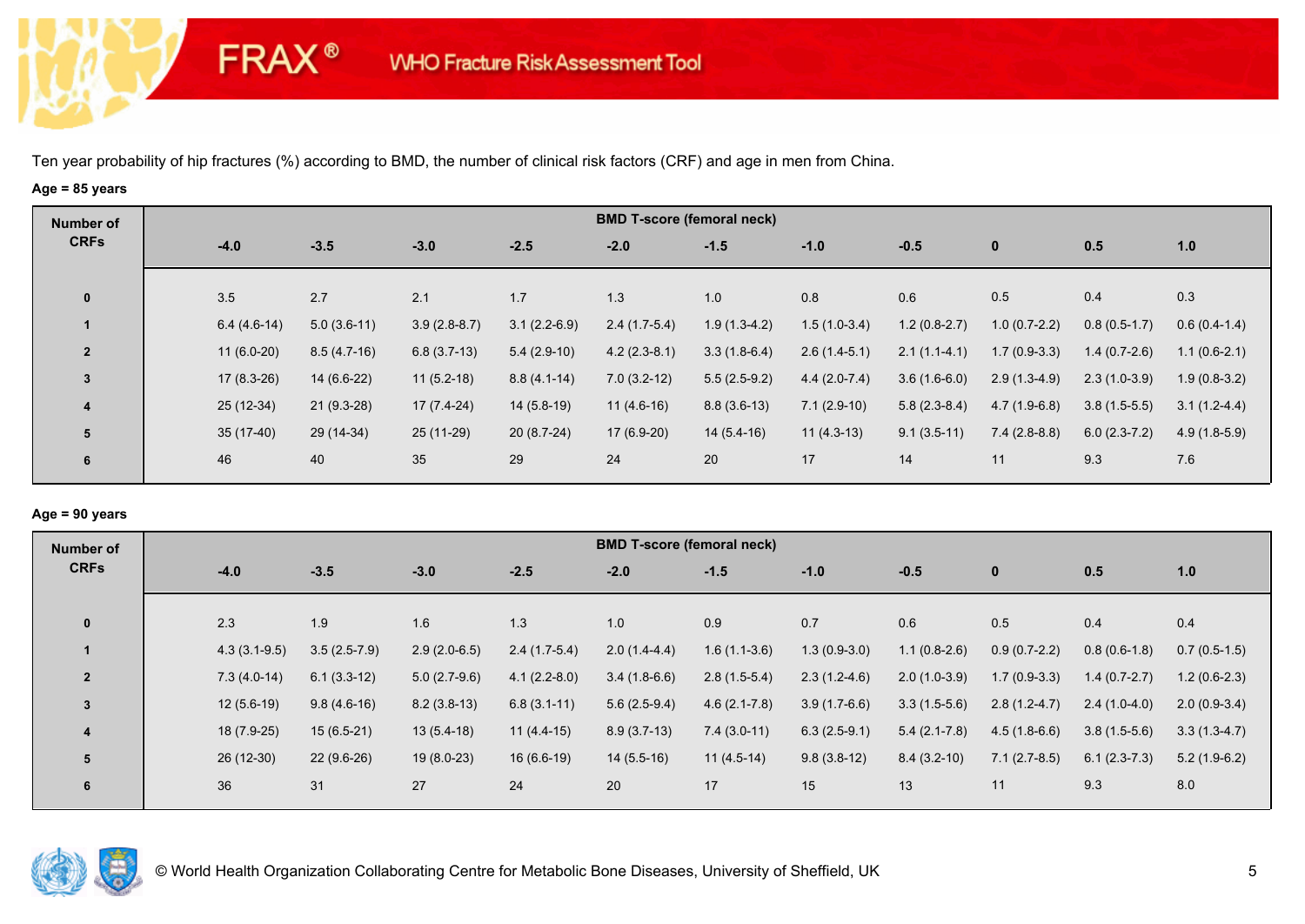FRAX® WHO Fracture Risk Assessment Tool

Ten year probability of hip fractures (%) according to BMD, the number of clinical risk factors (CRF) and age in men from China.

**Age = 85 years**

| Number of CRFs | BMD T-score (femoral neck) | | | | | | | | | | |
|---|---|---|---|---|---|---|---|---|---|---|---|
| | **-4.0** | **-3.5** | **-3.0** | **-2.5** | **-2.0** | **-1.5** | **-1.0** | **-0.5** | **0** | **0.5** | **1.0** |
| **0** | 3.5 | 2.7 | 2.1 | 1.7 | 1.3 | 1.0 | 0.8 | 0.6 | 0.5 | 0.4 | 0.3 |
| **1** | 6.4 (4.6-14) | 5.0 (3.6-11) | 3.9 (2.8-8.7) | 3.1 (2.2-6.9) | 2.4 (1.7-5.4) | 1.9 (1.3-4.2) | 1.5 (1.0-3.4) | 1.2 (0.8-2.7) | 1.0 (0.7-2.2) | 0.8 (0.5-1.7) | 0.6 (0.4-1.4) |
| **2** | 11 (6.0-20) | 8.5 (4.7-16) | 6.8 (3.7-13) | 5.4 (2.9-10) | 4.2 (2.3-8.1) | 3.3 (1.8-6.4) | 2.6 (1.4-5.1) | 2.1 (1.1-4.1) | 1.7 (0.9-3.3) | 1.4 (0.7-2.6) | 1.1 (0.6-2.1) |
| **3** | 17 (8.3-26) | 14 (6.6-22) | 11 (5.2-18) | 8.8 (4.1-14) | 7.0 (3.2-12) | 5.5 (2.5-9.2) | 4.4 (2.0-7.4) | 3.6 (1.6-6.0) | 2.9 (1.3-4.9) | 2.3 (1.0-3.9) | 1.9 (0.8-3.2) |
| **4** | 25 (12-34) | 21 (9.3-28) | 17 (7.4-24) | 14 (5.8-19) | 11 (4.6-16) | 8.8 (3.6-13) | 7.1 (2.9-10) | 5.8 (2.3-8.4) | 4.7 (1.9-6.8) | 3.8 (1.5-5.5) | 3.1 (1.2-4.4) |
| **5** | 35 (17-40) | 29 (14-34) | 25 (11-29) | 20 (8.7-24) | 17 (6.9-20) | 14 (5.4-16) | 11 (4.3-13) | 9.1 (3.5-11) | 7.4 (2.8-8.8) | 6.0 (2.3-7.2) | 4.9 (1.8-5.9) |
| **6** | 46 | 40 | 35 | 29 | 24 | 20 | 17 | 14 | 11 | 9.3 | 7.6 |

**Age = 90 years**

| Number of CRFs | BMD T-score (femoral neck) | | | | | | | | | | |
|---|---|---|---|---|---|---|---|---|---|---|---|
| | **-4.0** | **-3.5** | **-3.0** | **-2.5** | **-2.0** | **-1.5** | **-1.0** | **-0.5** | **0** | **0.5** | **1.0** |
| **0** | 2.3 | 1.9 | 1.6 | 1.3 | 1.0 | 0.9 | 0.7 | 0.6 | 0.5 | 0.4 | 0.4 |
| **1** | 4.3 (3.1-9.5) | 3.5 (2.5-7.9) | 2.9 (2.0-6.5) | 2.4 (1.7-5.4) | 2.0 (1.4-4.4) | 1.6 (1.1-3.6) | 1.3 (0.9-3.0) | 1.1 (0.8-2.6) | 0.9 (0.7-2.2) | 0.8 (0.6-1.8) | 0.7 (0.5-1.5) |
| **2** | 7.3 (4.0-14) | 6.1 (3.3-12) | 5.0 (2.7-9.6) | 4.1 (2.2-8.0) | 3.4 (1.8-6.6) | 2.8 (1.5-5.4) | 2.3 (1.2-4.6) | 2.0 (1.0-3.9) | 1.7 (0.9-3.3) | 1.4 (0.7-2.7) | 1.2 (0.6-2.3) |
| **3** | 12 (5.6-19) | 9.8 (4.6-16) | 8.2 (3.8-13) | 6.8 (3.1-11) | 5.6 (2.5-9.4) | 4.6 (2.1-7.8) | 3.9 (1.7-6.6) | 3.3 (1.5-5.6) | 2.8 (1.2-4.7) | 2.4 (1.0-4.0) | 2.0 (0.9-3.4) |
| **4** | 18 (7.9-25) | 15 (6.5-21) | 13 (5.4-18) | 11 (4.4-15) | 8.9 (3.7-13) | 7.4 (3.0-11) | 6.3 (2.5-9.1) | 5.4 (2.1-7.8) | 4.5 (1.8-6.6) | 3.8 (1.5-5.6) | 3.3 (1.3-4.7) |
| **5** | 26 (12-30) | 22 (9.6-26) | 19 (8.0-23) | 16 (6.6-19) | 14 (5.5-16) | 11 (4.5-14) | 9.8 (3.8-12) | 8.4 (3.2-10) | 7.1 (2.7-8.5) | 6.1 (2.3-7.3) | 5.2 (1.9-6.2) |
| **6** | 36 | 31 | 27 | 24 | 20 | 17 | 15 | 13 | 11 | 9.3 | 8.0 |

© World Health Organization Collaborating Centre for Metabolic Bone Diseases, University of Sheffield, UK